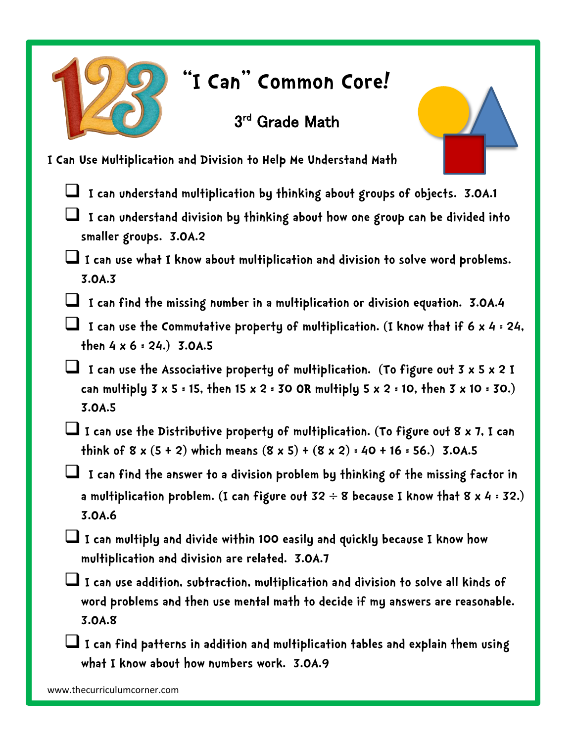# "I Can" Common Core!

## 3rd Grade Math

**I Can Use Multiplication and Division to Help Me Understand Math**

- ❑ I can understand multiplication by thinking about groups of objects. 3.OA.1
- ❑ I can understand division by thinking about how one group can be divided into smaller groups. 3.OA.2
- ❑ I can use what I know about multiplication and division to solve word problems. 3.OA.3
- ❑ I can find the missing number in a multiplication or division equation. 3.OA.4
- ❑ I can use the Commutative property of multiplication. (I know that if $6 \times 4 = 24$, then $4 \times 6 = 24$.) 3.OA.5
- ❑ I can use the Associative property of multiplication. (To figure out $3 \times 5 \times 2$ I can multiply $3 \times 5 = 15$, then $15 \times 2 = 30$ OR multiply $5 \times 2 = 10$, then $3 \times 10 = 30$.) 3.OA.5
- ❑ I can use the Distributive property of multiplication. (To figure out $8 \times 7$, I can think of $8 \times (5 + 2)$ which means $(8 \times 5) + (8 \times 2) = 40 + 16 = 56$.) 3.OA.5
- ❑ I can find the answer to a division problem by thinking of the missing factor in a multiplication problem. (I can figure out $32 \div 8$ because I know that $8 \times 4 = 32$.) 3.OA.6
- ❑ I can multiply and divide within 100 easily and quickly because I know how multiplication and division are related. 3.OA.7
- ❑ I can use addition, subtraction, multiplication and division to solve all kinds of word problems and then use mental math to decide if my answers are reasonable. 3.OA.8
- ❑ I can find patterns in addition and multiplication tables and explain them using what I know about how numbers work. 3.OA.9

www.thecurriculumcorner.com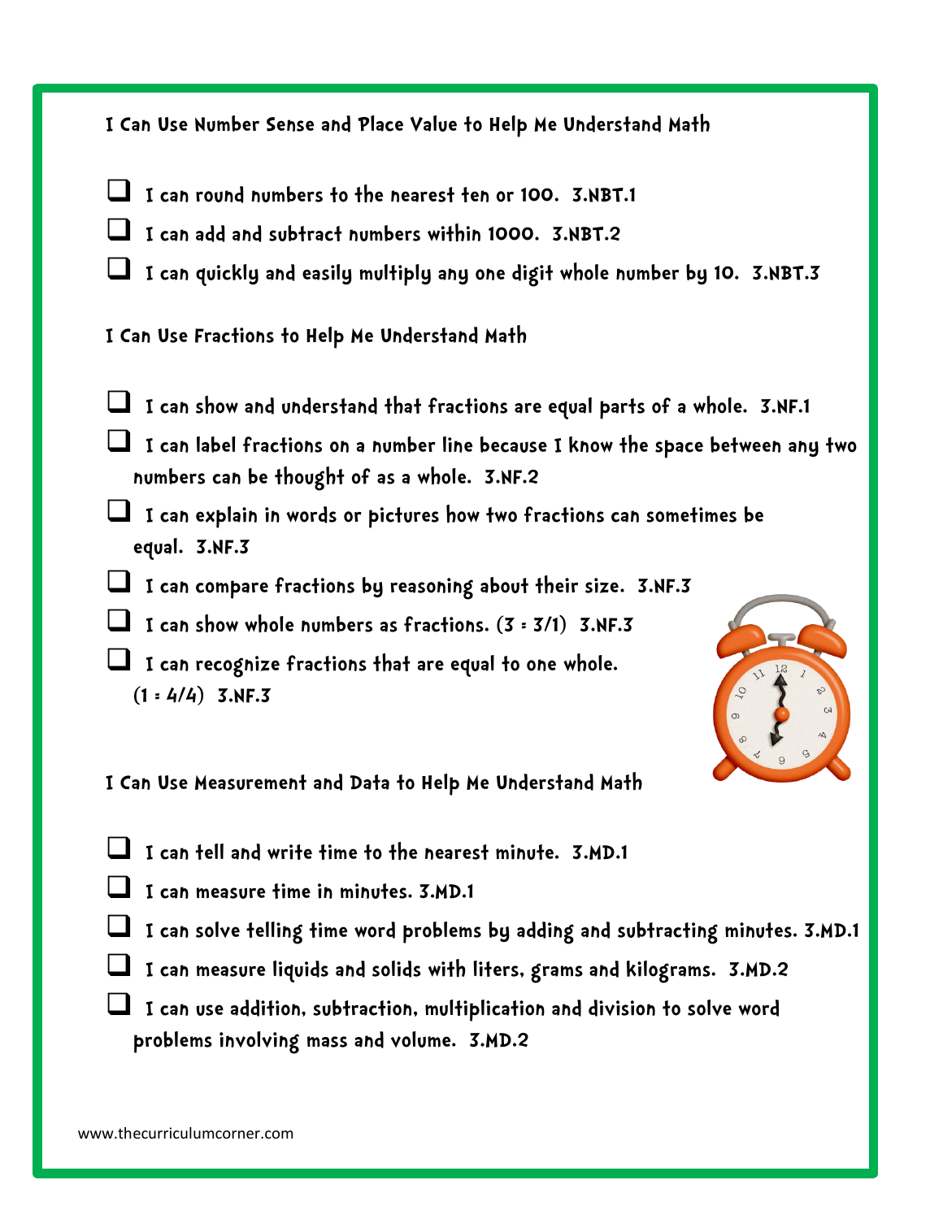## I Can Use Number Sense and Place Value to Help Me Understand Math

- [ ] I can round numbers to the nearest ten or 100. 3.NBT.1
- [ ] I can add and subtract numbers within 1000. 3.NBT.2
- [ ] I can quickly and easily multiply any one digit whole number by 10. 3.NBT.3

## I Can Use Fractions to Help Me Understand Math

- [ ] I can show and understand that fractions are equal parts of a whole. 3.NF.1
- [ ] I can label fractions on a number line because I know the space between any two numbers can be thought of as a whole. 3.NF.2
- [ ] I can explain in words or pictures how two fractions can sometimes be equal. 3.NF.3
- [ ] I can compare fractions by reasoning about their size. 3.NF.3
- [ ] I can show whole numbers as fractions. (3 = 3/1) 3.NF.3
- [ ] I can recognize fractions that are equal to one whole. (1 = 4/4) 3.NF.3

## I Can Use Measurement and Data to Help Me Understand Math

- [ ] I can tell and write time to the nearest minute. 3.MD.1
- [ ] I can measure time in minutes. 3.MD.1
- [ ] I can solve telling time word problems by adding and subtracting minutes. 3.MD.1
- [ ] I can measure liquids and solids with liters, grams and kilograms. 3.MD.2
- [ ] I can use addition, subtraction, multiplication and division to solve word problems involving mass and volume. 3.MD.2

www.thecurriculumcorner.com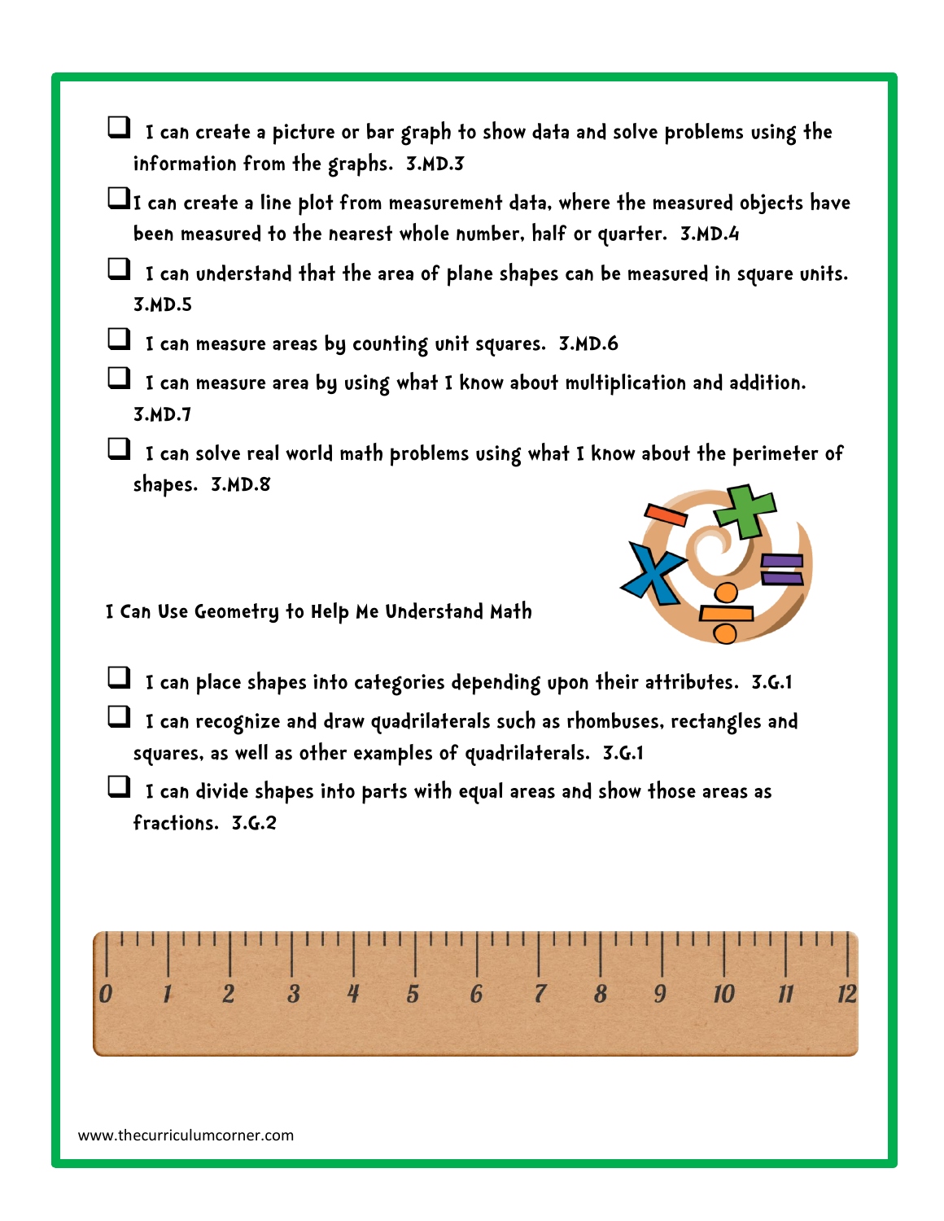- [ ] I can create a picture or bar graph to show data and solve problems using the information from the graphs. 3.MD.3
- [ ] I can create a line plot from measurement data, where the measured objects have been measured to the nearest whole number, half or quarter. 3.MD.4
- [ ] I can understand that the area of plane shapes can be measured in square units. 3.MD.5
- [ ] I can measure areas by counting unit squares. 3.MD.6
- [ ] I can measure area by using what I know about multiplication and addition. 3.MD.7
- [ ] I can solve real world math problems using what I know about the perimeter of shapes. 3.MD.8

## I Can Use Geometry to Help Me Understand Math

- [ ] I can place shapes into categories depending upon their attributes. 3.G.1
- [ ] I can recognize and draw quadrilaterals such as rhombuses, rectangles and squares, as well as other examples of quadrilaterals. 3.G.1
- [ ] I can divide shapes into parts with equal areas and show those areas as fractions. 3.G.2

0 1 2 3 4 5 6 7 8 9 10 11 12

www.thecurriculumcorner.com